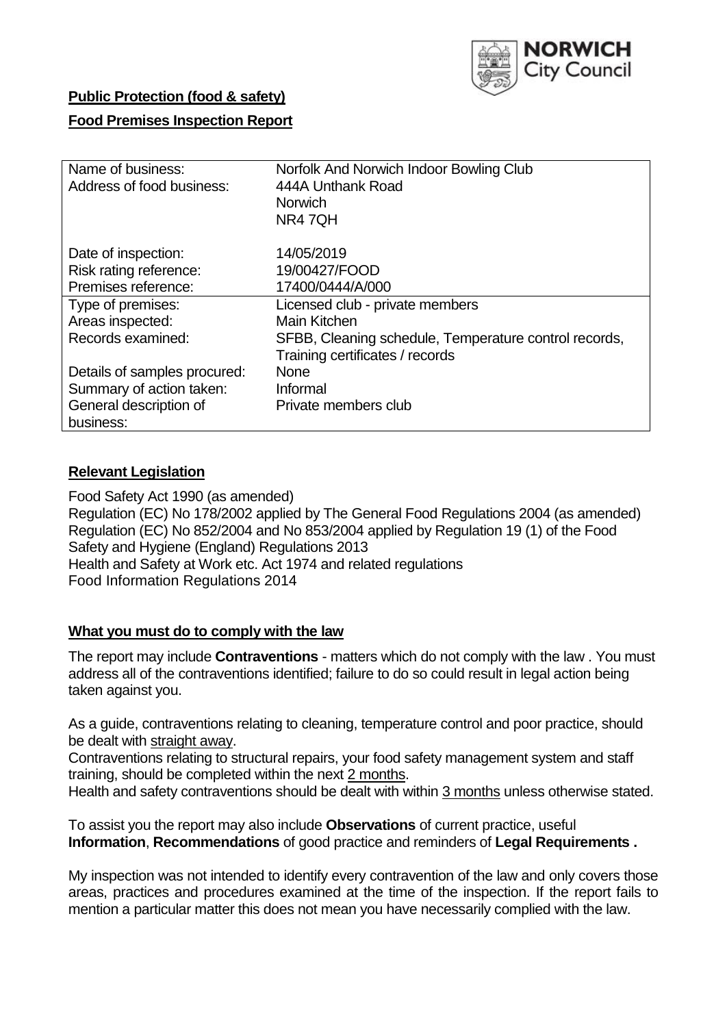NORWICH City Council

**Public Protection (food & safety)**

**Food Premises Inspection Report**

| Name of business: | Norfolk And Norwich Indoor Bowling Club |
|---|---|
| Address of food business: | 444A Unthank Road<br>Norwich<br>NR4 7QH |
| Date of inspection: | 14/05/2019 |
| Risk rating reference: | 19/00427/FOOD |
| Premises reference: | 17400/0444/A/000 |
| Type of premises: | Licensed club - private members |
| Areas inspected: | Main Kitchen |
| Records examined: | SFBB, Cleaning schedule, Temperature control records, Training certificates / records |
| Details of samples procured: | None |
| Summary of action taken: | Informal |
| General description of business: | Private members club |

## Relevant Legislation

Food Safety Act 1990 (as amended)
Regulation (EC) No 178/2002 applied by The General Food Regulations 2004 (as amended)
Regulation (EC) No 852/2004 and No 853/2004 applied by Regulation 19 (1) of the Food Safety and Hygiene (England) Regulations 2013
Health and Safety at Work etc. Act 1974 and related regulations
Food Information Regulations 2014

## What you must do to comply with the law

The report may include **Contraventions** - matters which do not comply with the law . You must address all of the contraventions identified; failure to do so could result in legal action being taken against you.

As a guide, contraventions relating to cleaning, temperature control and poor practice, should be dealt with straight away.
Contraventions relating to structural repairs, your food safety management system and staff training, should be completed within the next 2 months.
Health and safety contraventions should be dealt with within 3 months unless otherwise stated.

To assist you the report may also include **Observations** of current practice, useful **Information**, **Recommendations** of good practice and reminders of **Legal Requirements .**

My inspection was not intended to identify every contravention of the law and only covers those areas, practices and procedures examined at the time of the inspection. If the report fails to mention a particular matter this does not mean you have necessarily complied with the law.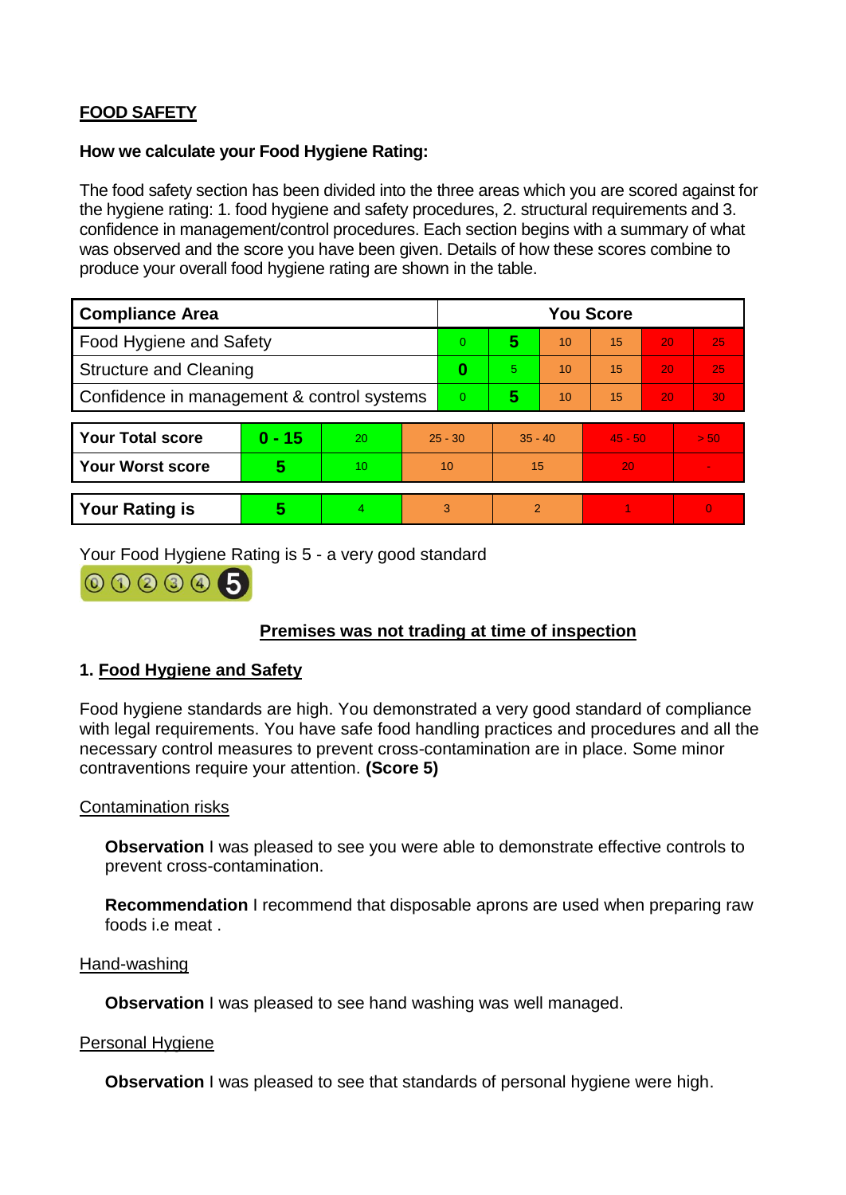**FOOD SAFETY**

**How we calculate your Food Hygiene Rating:**

The food safety section has been divided into the three areas which you are scored against for the hygiene rating: 1. food hygiene and safety procedures, 2. structural requirements and 3. confidence in management/control procedures. Each section begins with a summary of what was observed and the score you have been given. Details of how these scores combine to produce your overall food hygiene rating are shown in the table.

| Compliance Area | You Score | | | | | |
|---|---|---|---|---|---|---|
| Food Hygiene and Safety | 0 | **5** | 10 | 15 | 20 | 25 |
| Structure and Cleaning | **0** | 5 | 10 | 15 | 20 | 25 |
| Confidence in management & control systems | 0 | **5** | 10 | 15 | 20 | 30 |

| | | | | | | |
|---|---|---|---|---|---|---|
| **Your Total score** | **0 - 15** | 20 | 25 - 30 | 35 - 40 | 45 - 50 | > 50 |
| **Your Worst score** | **5** | 10 | 10 | 15 | 20 | - |

| | | | | | | |
|---|---|---|---|---|---|---|
| **Your Rating is** | **5** | 4 | 3 | 2 | 1 | 0 |

Your Food Hygiene Rating is 5 - a very good standard

**Premises was not trading at time of inspection**

## 1. Food Hygiene and Safety

Food hygiene standards are high. You demonstrated a very good standard of compliance with legal requirements. You have safe food handling practices and procedures and all the necessary control measures to prevent cross-contamination are in place. Some minor contraventions require your attention. **(Score 5)**

### Contamination risks

**Observation** I was pleased to see you were able to demonstrate effective controls to prevent cross-contamination.

**Recommendation** I recommend that disposable aprons are used when preparing raw foods i.e meat .

### Hand-washing

**Observation** I was pleased to see hand washing was well managed.

### Personal Hygiene

**Observation** I was pleased to see that standards of personal hygiene were high.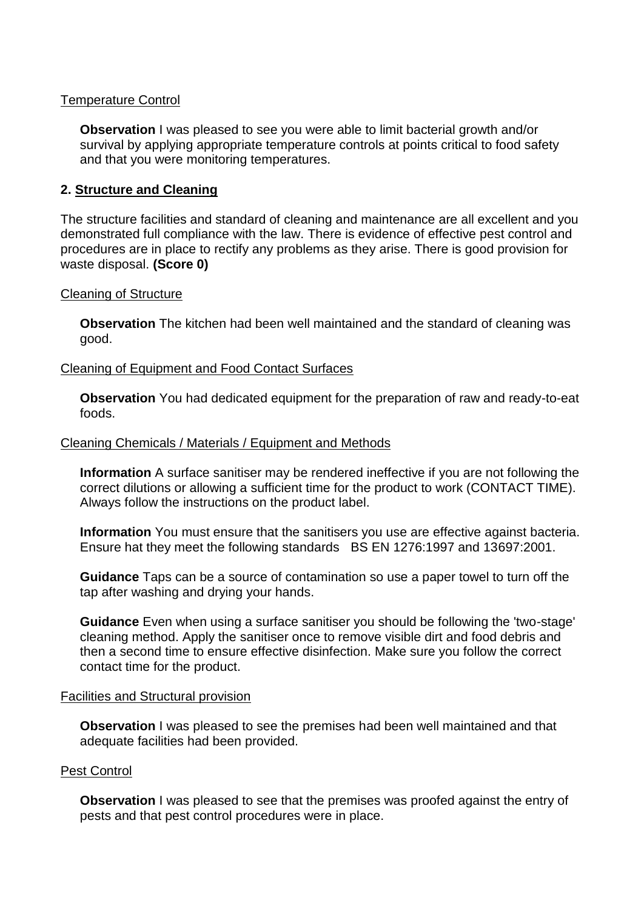Temperature Control

**Observation** I was pleased to see you were able to limit bacterial growth and/or survival by applying appropriate temperature controls at points critical to food safety and that you were monitoring temperatures.

## 2. Structure and Cleaning

The structure facilities and standard of cleaning and maintenance are all excellent and you demonstrated full compliance with the law. There is evidence of effective pest control and procedures are in place to rectify any problems as they arise. There is good provision for waste disposal. **(Score 0)**

Cleaning of Structure

**Observation** The kitchen had been well maintained and the standard of cleaning was good.

Cleaning of Equipment and Food Contact Surfaces

**Observation** You had dedicated equipment for the preparation of raw and ready-to-eat foods.

Cleaning Chemicals / Materials / Equipment and Methods

**Information** A surface sanitiser may be rendered ineffective if you are not following the correct dilutions or allowing a sufficient time for the product to work (CONTACT TIME). Always follow the instructions on the product label.

**Information** You must ensure that the sanitisers you use are effective against bacteria. Ensure hat they meet the following standards BS EN 1276:1997 and 13697:2001.

**Guidance** Taps can be a source of contamination so use a paper towel to turn off the tap after washing and drying your hands.

**Guidance** Even when using a surface sanitiser you should be following the 'two-stage' cleaning method. Apply the sanitiser once to remove visible dirt and food debris and then a second time to ensure effective disinfection. Make sure you follow the correct contact time for the product.

Facilities and Structural provision

**Observation** I was pleased to see the premises had been well maintained and that adequate facilities had been provided.

Pest Control

**Observation** I was pleased to see that the premises was proofed against the entry of pests and that pest control procedures were in place.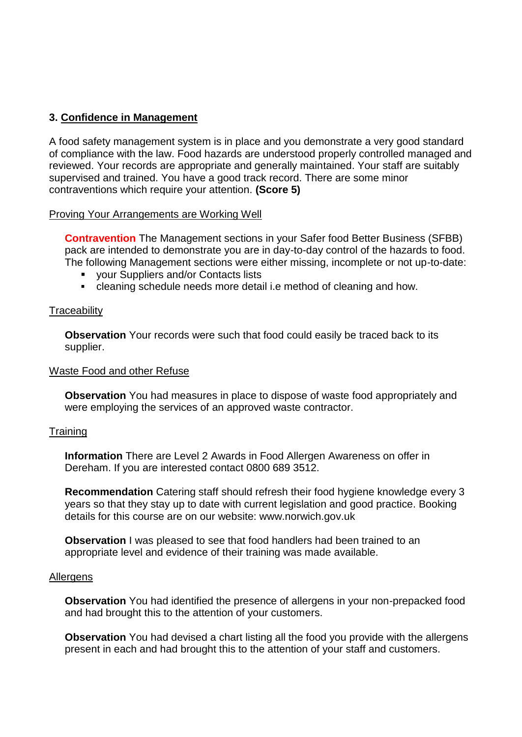## 3. Confidence in Management

A food safety management system is in place and you demonstrate a very good standard of compliance with the law. Food hazards are understood properly controlled managed and reviewed. Your records are appropriate and generally maintained. Your staff are suitably supervised and trained. You have a good track record. There are some minor contraventions which require your attention. **(Score 5)**

Proving Your Arrangements are Working Well

**Contravention** The Management sections in your Safer food Better Business (SFBB) pack are intended to demonstrate you are in day-to-day control of the hazards to food. The following Management sections were either missing, incomplete or not up-to-date:

- your Suppliers and/or Contacts lists
- cleaning schedule needs more detail i.e method of cleaning and how.

Traceability

**Observation** Your records were such that food could easily be traced back to its supplier.

Waste Food and other Refuse

**Observation** You had measures in place to dispose of waste food appropriately and were employing the services of an approved waste contractor.

Training

**Information** There are Level 2 Awards in Food Allergen Awareness on offer in Dereham. If you are interested contact 0800 689 3512.

**Recommendation** Catering staff should refresh their food hygiene knowledge every 3 years so that they stay up to date with current legislation and good practice. Booking details for this course are on our website: www.norwich.gov.uk

**Observation** I was pleased to see that food handlers had been trained to an appropriate level and evidence of their training was made available.

Allergens

**Observation** You had identified the presence of allergens in your non-prepacked food and had brought this to the attention of your customers.

**Observation** You had devised a chart listing all the food you provide with the allergens present in each and had brought this to the attention of your staff and customers.